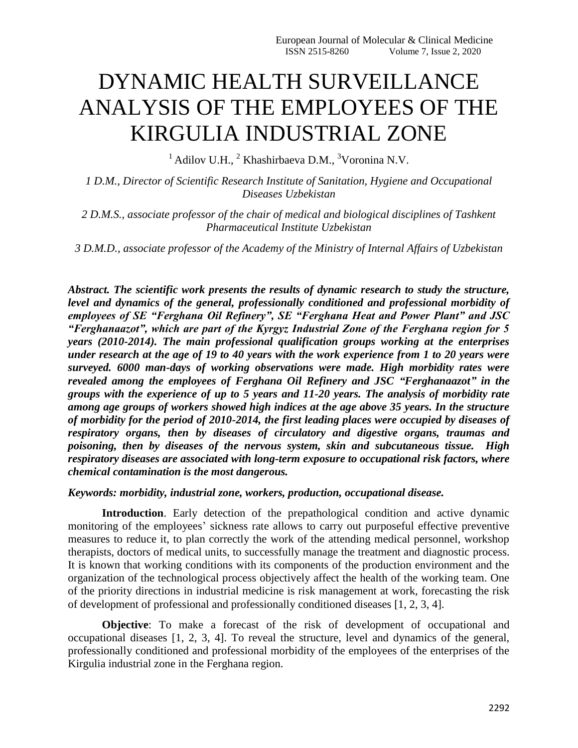# DYNAMIC HEALTH SURVEILLANCE ANALYSIS OF THE EMPLOYEES OF THE KIRGULIA INDUSTRIAL ZONE

[1] Adilov U.H., [2] Khashirbaeva D.M., [3]Voronina N.V.

*1 D.M., Director of Scientific Research Institute of Sanitation, Hygiene and Occupational Diseases Uzbekistan*

*2 D.M.S., associate professor of the chair of medical and biological disciplines of Tashkent Pharmaceutical Institute Uzbekistan*

*3 D.M.D., associate professor of the Academy of the Ministry of Internal Affairs of Uzbekistan*

***Abstract. The scientific work presents the results of dynamic research to study the structure, level and dynamics of the general, professionally conditioned and professional morbidity of employees of SE "Ferghana Oil Refinery", SE "Ferghana Heat and Power Plant" and JSC "Ferghanaazot", which are part of the Kyrgyz Industrial Zone of the Ferghana region for 5 years (2010-2014). The main professional qualification groups working at the enterprises under research at the age of 19 to 40 years with the work experience from 1 to 20 years were surveyed. 6000 man-days of working observations were made. High morbidity rates were revealed among the employees of Ferghana Oil Refinery and JSC "Ferghanaazot" in the groups with the experience of up to 5 years and 11-20 years. The analysis of morbidity rate among age groups of workers showed high indices at the age above 35 years. In the structure of morbidity for the period of 2010-2014, the first leading places were occupied by diseases of respiratory organs, then by diseases of circulatory and digestive organs, traumas and poisoning, then by diseases of the nervous system, skin and subcutaneous tissue. High respiratory diseases are associated with long-term exposure to occupational risk factors, where chemical contamination is the most dangerous.***

***Keywords: morbidity, industrial zone, workers, production, occupational disease.***

**Introduction**. Early detection of the prepathological condition and active dynamic monitoring of the employees' sickness rate allows to carry out purposeful effective preventive measures to reduce it, to plan correctly the work of the attending medical personnel, workshop therapists, doctors of medical units, to successfully manage the treatment and diagnostic process. It is known that working conditions with its components of the production environment and the organization of the technological process objectively affect the health of the working team. One of the priority directions in industrial medicine is risk management at work, forecasting the risk of development of professional and professionally conditioned diseases [1, 2, 3, 4].

**Objective**: To make a forecast of the risk of development of occupational and occupational diseases [1, 2, 3, 4]. To reveal the structure, level and dynamics of the general, professionally conditioned and professional morbidity of the employees of the enterprises of the Kirgulia industrial zone in the Ferghana region.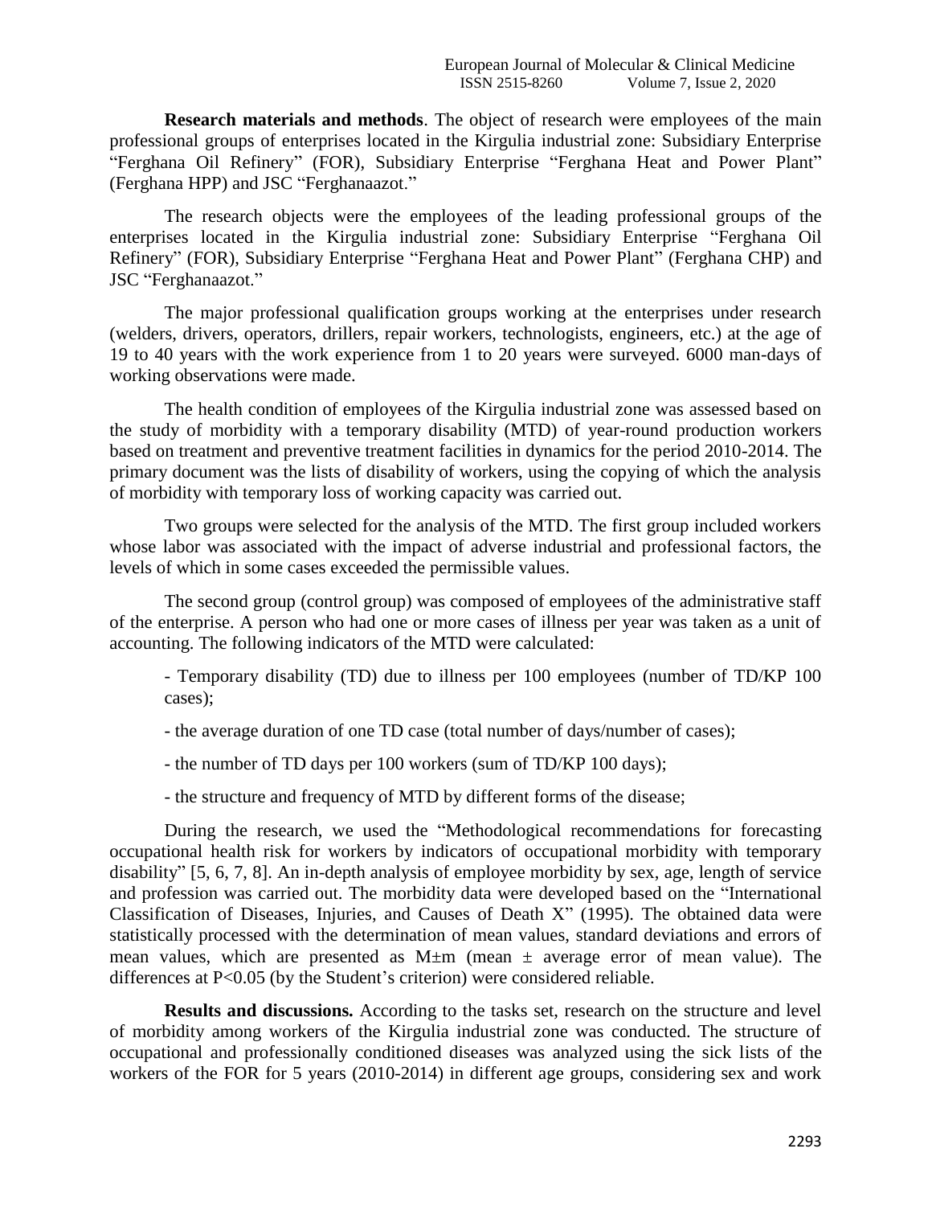**Research materials and methods**. The object of research were employees of the main professional groups of enterprises located in the Kirgulia industrial zone: Subsidiary Enterprise "Ferghana Oil Refinery" (FOR), Subsidiary Enterprise "Ferghana Heat and Power Plant" (Ferghana HPP) and JSC "Ferghanaazot."

The research objects were the employees of the leading professional groups of the enterprises located in the Kirgulia industrial zone: Subsidiary Enterprise "Ferghana Oil Refinery" (FOR), Subsidiary Enterprise "Ferghana Heat and Power Plant" (Ferghana CHP) and JSC "Ferghanaazot."

The major professional qualification groups working at the enterprises under research (welders, drivers, operators, drillers, repair workers, technologists, engineers, etc.) at the age of 19 to 40 years with the work experience from 1 to 20 years were surveyed. 6000 man-days of working observations were made.

The health condition of employees of the Kirgulia industrial zone was assessed based on the study of morbidity with a temporary disability (MTD) of year-round production workers based on treatment and preventive treatment facilities in dynamics for the period 2010-2014. The primary document was the lists of disability of workers, using the copying of which the analysis of morbidity with temporary loss of working capacity was carried out.

Two groups were selected for the analysis of the MTD. The first group included workers whose labor was associated with the impact of adverse industrial and professional factors, the levels of which in some cases exceeded the permissible values.

The second group (control group) was composed of employees of the administrative staff of the enterprise. A person who had one or more cases of illness per year was taken as a unit of accounting. The following indicators of the MTD were calculated:

- Temporary disability (TD) due to illness per 100 employees (number of TD/KP 100 cases);
- the average duration of one TD case (total number of days/number of cases);
- the number of TD days per 100 workers (sum of TD/KP 100 days);
- the structure and frequency of MTD by different forms of the disease;

During the research, we used the "Methodological recommendations for forecasting occupational health risk for workers by indicators of occupational morbidity with temporary disability" [5, 6, 7, 8]. An in-depth analysis of employee morbidity by sex, age, length of service and profession was carried out. The morbidity data were developed based on the "International Classification of Diseases, Injuries, and Causes of Death X" (1995). The obtained data were statistically processed with the determination of mean values, standard deviations and errors of mean values, which are presented as M±m (mean ± average error of mean value). The differences at $P<0.05$ (by the Student's criterion) were considered reliable.

**Results and discussions.** According to the tasks set, research on the structure and level of morbidity among workers of the Kirgulia industrial zone was conducted. The structure of occupational and professionally conditioned diseases was analyzed using the sick lists of the workers of the FOR for 5 years (2010-2014) in different age groups, considering sex and work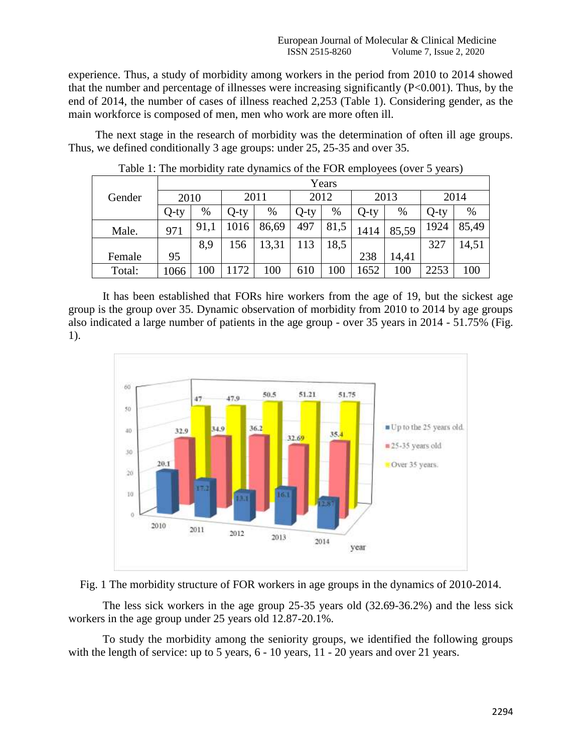experience. Thus, a study of morbidity among workers in the period from 2010 to 2014 showed that the number and percentage of illnesses were increasing significantly ($P<0.001$). Thus, by the end of 2014, the number of cases of illness reached 2,253 (Table 1). Considering gender, as the main workforce is composed of men, men who work are more often ill.

The next stage in the research of morbidity was the determination of often ill age groups. Thus, we defined conditionally 3 age groups: under 25, 25-35 and over 35.

Table 1: The morbidity rate dynamics of the FOR employees (over 5 years)

| Gender | Years | | | | | | | | | |
|---|---|---|---|---|---|---|---|---|---|---|
| | 2010 | | 2011 | | 2012 | | 2013 | | 2014 | |
| | Q-ty | % | Q-ty | % | Q-ty | % | Q-ty | % | Q-ty | % |
| Male. | 971 | 91,1 | 1016 | 86,69 | 497 | 81,5 | 1414 | 85,59 | 1924 | 85,49 |
| Female | 95 | 8,9 | 156 | 13,31 | 113 | 18,5 | 238 | 14,41 | 327 | 14,51 |
| Total: | 1066 | 100 | 1172 | 100 | 610 | 100 | 1652 | 100 | 2253 | 100 |

It has been established that FORs hire workers from the age of 19, but the sickest age group is the group over 35. Dynamic observation of morbidity from 2010 to 2014 by age groups also indicated a large number of patients in the age group - over 35 years in 2014 - 51.75% (Fig. 1).

Fig. 1 The morbidity structure of FOR workers in age groups in the dynamics of 2010-2014.

The less sick workers in the age group 25-35 years old (32.69-36.2%) and the less sick workers in the age group under 25 years old 12.87-20.1%.

To study the morbidity among the seniority groups, we identified the following groups with the length of service: up to 5 years, 6 - 10 years, 11 - 20 years and over 21 years.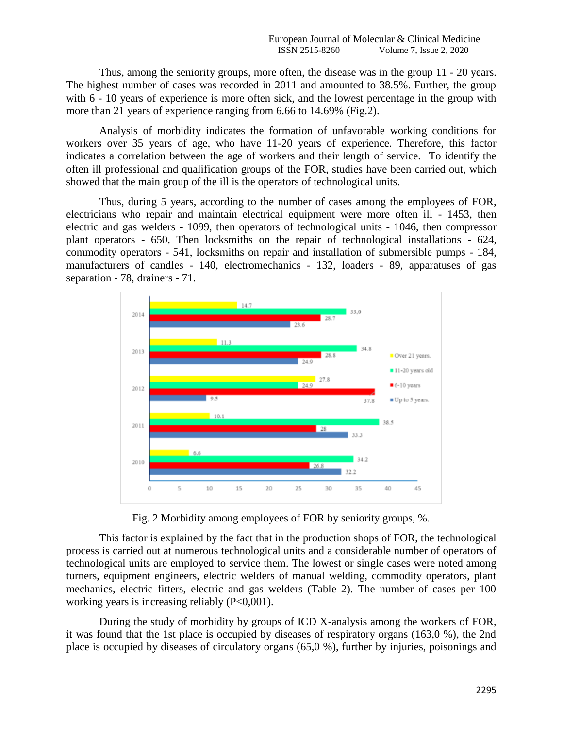Thus, among the seniority groups, more often, the disease was in the group 11 - 20 years. The highest number of cases was recorded in 2011 and amounted to 38.5%. Further, the group with 6 - 10 years of experience is more often sick, and the lowest percentage in the group with more than 21 years of experience ranging from 6.66 to 14.69% (Fig.2).

Analysis of morbidity indicates the formation of unfavorable working conditions for workers over 35 years of age, who have 11-20 years of experience. Therefore, this factor indicates a correlation between the age of workers and their length of service. To identify the often ill professional and qualification groups of the FOR, studies have been carried out, which showed that the main group of the ill is the operators of technological units.

Thus, during 5 years, according to the number of cases among the employees of FOR, electricians who repair and maintain electrical equipment were more often ill - 1453, then electric and gas welders - 1099, then operators of technological units - 1046, then compressor plant operators - 650, Then locksmiths on the repair of technological installations - 624, commodity operators - 541, locksmiths on repair and installation of submersible pumps - 184, manufacturers of candles - 140, electromechanics - 132, loaders - 89, apparatuses of gas separation - 78, drainers - 71.

| Year | Up to 5 years. | 6-10 years | 11-20 years old | Over 21 years. |
|---|---|---|---|---|
| 2010 | 32.2 | 26.8 | 34.2 | 6.6 |
| 2011 | 33.3 | 28 | 38.5 | 10.1 |
| 2012 | 9.5 | 37.8 | 24.9 | 27.8 |
| 2013 | 24.9 | 28.8 | 34.8 | 11.3 |
| 2014 | 23.6 | 28.7 | 33,0 | 14.7 |

Fig. 2 Morbidity among employees of FOR by seniority groups, %.

This factor is explained by the fact that in the production shops of FOR, the technological process is carried out at numerous technological units and a considerable number of operators of technological units are employed to service them. The lowest or single cases were noted among turners, equipment engineers, electric welders of manual welding, commodity operators, plant mechanics, electric fitters, electric and gas welders (Table 2). The number of cases per 100 working years is increasing reliably (P<0,001).

During the study of morbidity by groups of ICD X-analysis among the workers of FOR, it was found that the 1st place is occupied by diseases of respiratory organs (163,0 %), the 2nd place is occupied by diseases of circulatory organs (65,0 %), further by injuries, poisonings and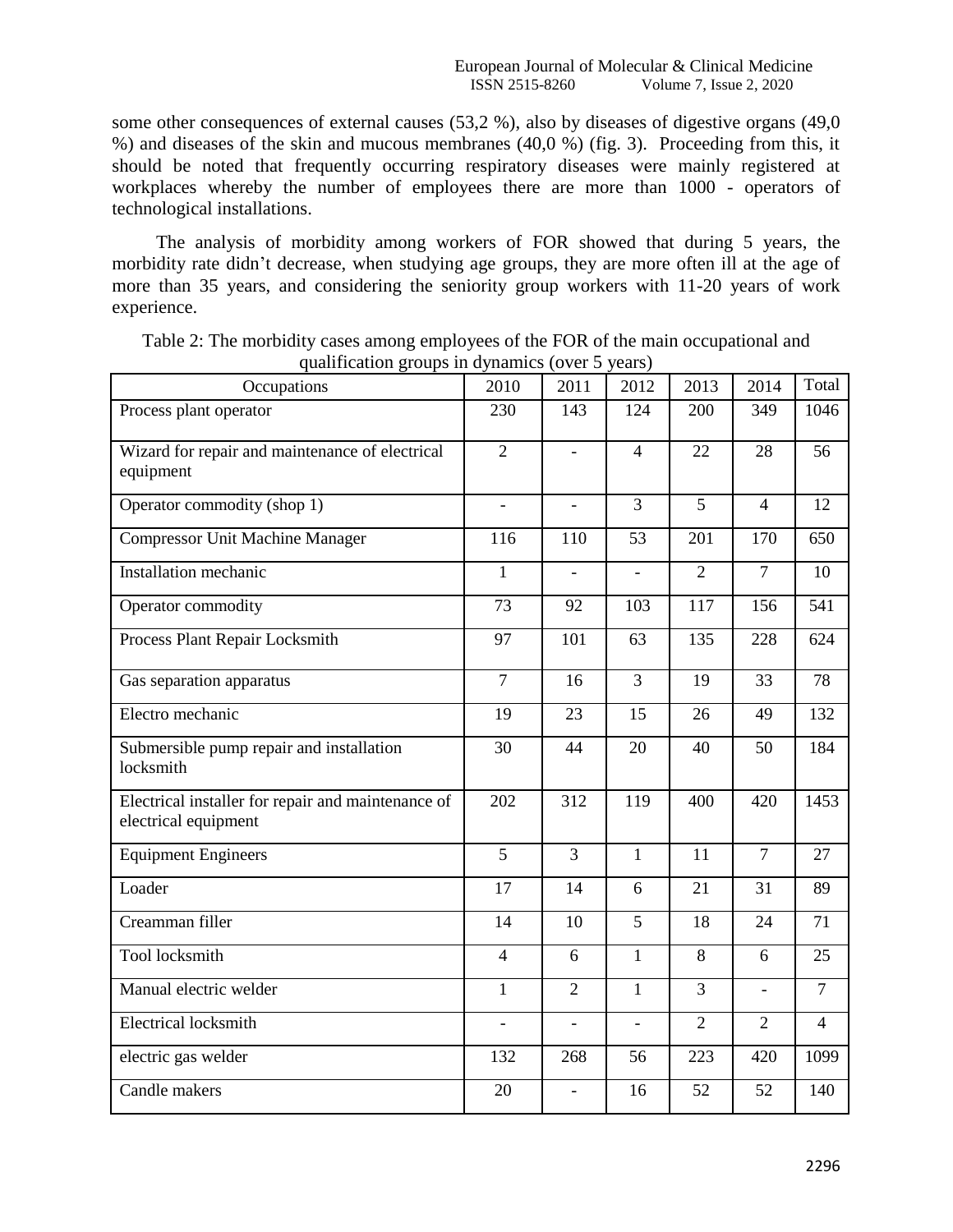some other consequences of external causes (53,2 %), also by diseases of digestive organs (49,0 %) and diseases of the skin and mucous membranes (40,0 %) (fig. 3). Proceeding from this, it should be noted that frequently occurring respiratory diseases were mainly registered at workplaces whereby the number of employees there are more than 1000 - operators of technological installations.

The analysis of morbidity among workers of FOR showed that during 5 years, the morbidity rate didn't decrease, when studying age groups, they are more often ill at the age of more than 35 years, and considering the seniority group workers with 11-20 years of work experience.

Table 2: The morbidity cases among employees of the FOR of the main occupational and qualification groups in dynamics (over 5 years)

| Occupations | 2010 | 2011 | 2012 | 2013 | 2014 | Total |
|---|---|---|---|---|---|---|
| Process plant operator | 230 | 143 | 124 | 200 | 349 | 1046 |
| Wizard for repair and maintenance of electrical equipment | 2 | - | 4 | 22 | 28 | 56 |
| Operator commodity (shop 1) | - | - | 3 | 5 | 4 | 12 |
| Compressor Unit Machine Manager | 116 | 110 | 53 | 201 | 170 | 650 |
| Installation mechanic | 1 | - | - | 2 | 7 | 10 |
| Operator commodity | 73 | 92 | 103 | 117 | 156 | 541 |
| Process Plant Repair Locksmith | 97 | 101 | 63 | 135 | 228 | 624 |
| Gas separation apparatus | 7 | 16 | 3 | 19 | 33 | 78 |
| Electro mechanic | 19 | 23 | 15 | 26 | 49 | 132 |
| Submersible pump repair and installation locksmith | 30 | 44 | 20 | 40 | 50 | 184 |
| Electrical installer for repair and maintenance of electrical equipment | 202 | 312 | 119 | 400 | 420 | 1453 |
| Equipment Engineers | 5 | 3 | 1 | 11 | 7 | 27 |
| Loader | 17 | 14 | 6 | 21 | 31 | 89 |
| Creamman filler | 14 | 10 | 5 | 18 | 24 | 71 |
| Tool locksmith | 4 | 6 | 1 | 8 | 6 | 25 |
| Manual electric welder | 1 | 2 | 1 | 3 | - | 7 |
| Electrical locksmith | - | - | - | 2 | 2 | 4 |
| electric gas welder | 132 | 268 | 56 | 223 | 420 | 1099 |
| Candle makers | 20 | - | 16 | 52 | 52 | 140 |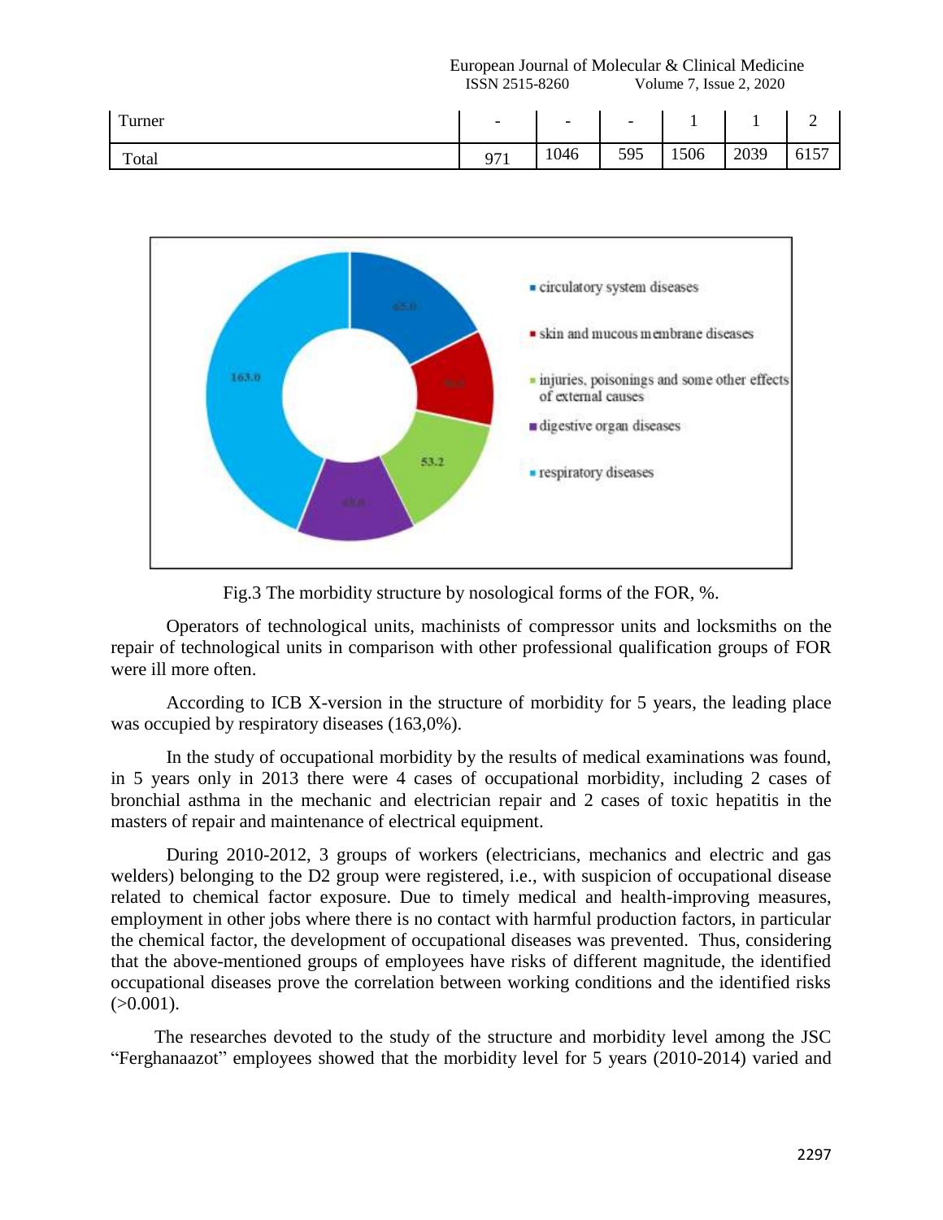| Turner | - | - | - | 1 | 1 | 2 |
|---|---|---|---|---|---|---|
| Total | 971 | 1046 | 595 | 1506 | 2039 | 6157 |

Fig.3 The morbidity structure by nosological forms of the FOR, %.

Operators of technological units, machinists of compressor units and locksmiths on the repair of technological units in comparison with other professional qualification groups of FOR were ill more often.

According to ICB X-version in the structure of morbidity for 5 years, the leading place was occupied by respiratory diseases (163,0%).

In the study of occupational morbidity by the results of medical examinations was found, in 5 years only in 2013 there were 4 cases of occupational morbidity, including 2 cases of bronchial asthma in the mechanic and electrician repair and 2 cases of toxic hepatitis in the masters of repair and maintenance of electrical equipment.

During 2010-2012, 3 groups of workers (electricians, mechanics and electric and gas welders) belonging to the D2 group were registered, i.e., with suspicion of occupational disease related to chemical factor exposure. Due to timely medical and health-improving measures, employment in other jobs where there is no contact with harmful production factors, in particular the chemical factor, the development of occupational diseases was prevented. Thus, considering that the above-mentioned groups of employees have risks of different magnitude, the identified occupational diseases prove the correlation between working conditions and the identified risks (>0.001).

The researches devoted to the study of the structure and morbidity level among the JSC "Ferghanaazot" employees showed that the morbidity level for 5 years (2010-2014) varied and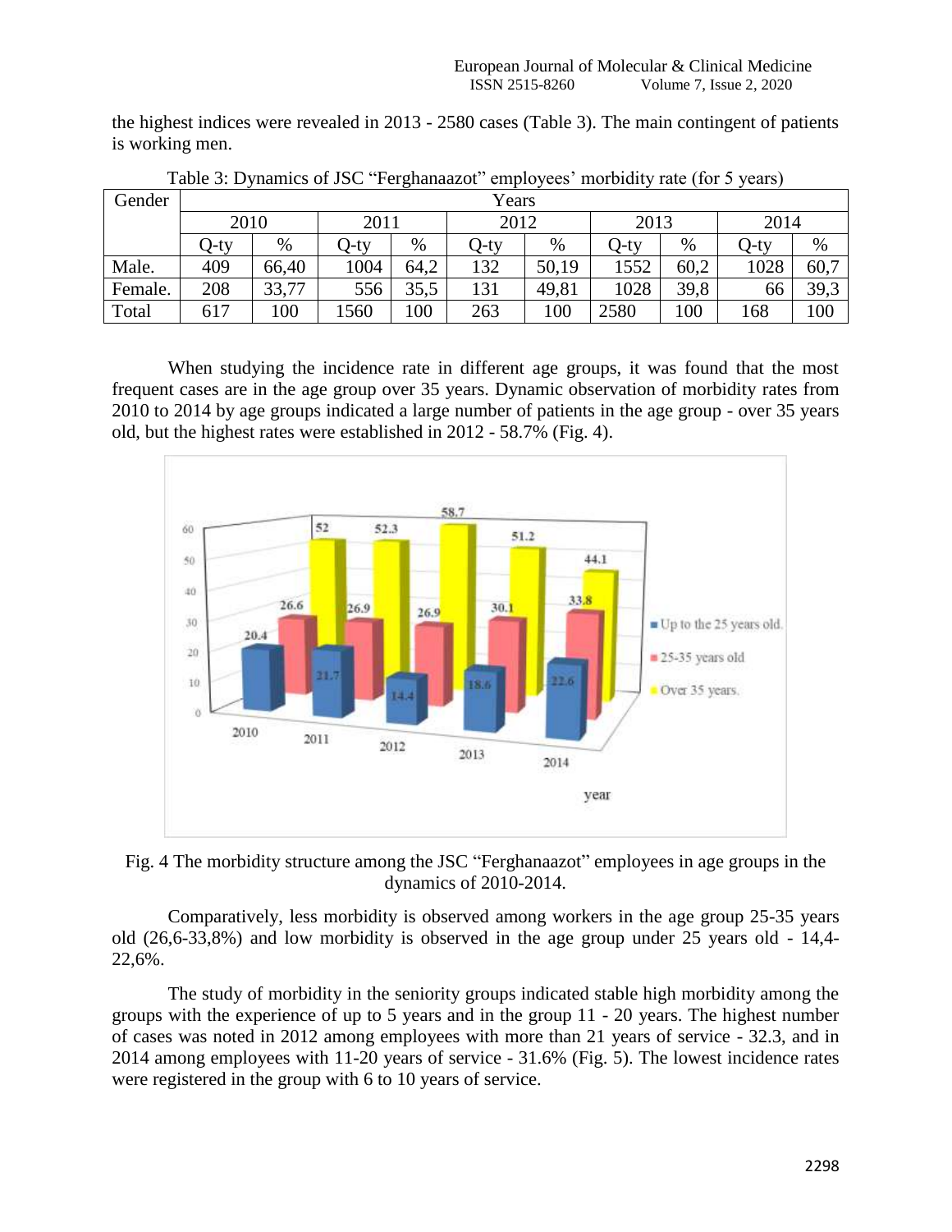the highest indices were revealed in 2013 - 2580 cases (Table 3). The main contingent of patients is working men.

Table 3: Dynamics of JSC "Ferghanaazot" employees' morbidity rate (for 5 years)

| Gender | Years | | | | | | | | | |
|---|---|---|---|---|---|---|---|---|---|---|
| | 2010 | | 2011 | | 2012 | | 2013 | | 2014 | |
| | Q-ty | % | Q-ty | % | Q-ty | % | Q-ty | % | Q-ty | % |
| Male. | 409 | 66,40 | 1004 | 64,2 | 132 | 50,19 | 1552 | 60,2 | 1028 | 60,7 |
| Female. | 208 | 33,77 | 556 | 35,5 | 131 | 49,81 | 1028 | 39,8 | 66 | 39,3 |
| Total | 617 | 100 | 1560 | 100 | 263 | 100 | 2580 | 100 | 168 | 100 |

When studying the incidence rate in different age groups, it was found that the most frequent cases are in the age group over 35 years. Dynamic observation of morbidity rates from 2010 to 2014 by age groups indicated a large number of patients in the age group - over 35 years old, but the highest rates were established in 2012 - 58.7% (Fig. 4).

Fig. 4 The morbidity structure among the JSC "Ferghanaazot" employees in age groups in the dynamics of 2010-2014.

Comparatively, less morbidity is observed among workers in the age group 25-35 years old (26,6-33,8%) and low morbidity is observed in the age group under 25 years old - 14,4-22,6%.

The study of morbidity in the seniority groups indicated stable high morbidity among the groups with the experience of up to 5 years and in the group 11 - 20 years. The highest number of cases was noted in 2012 among employees with more than 21 years of service - 32.3, and in 2014 among employees with 11-20 years of service - 31.6% (Fig. 5). The lowest incidence rates were registered in the group with 6 to 10 years of service.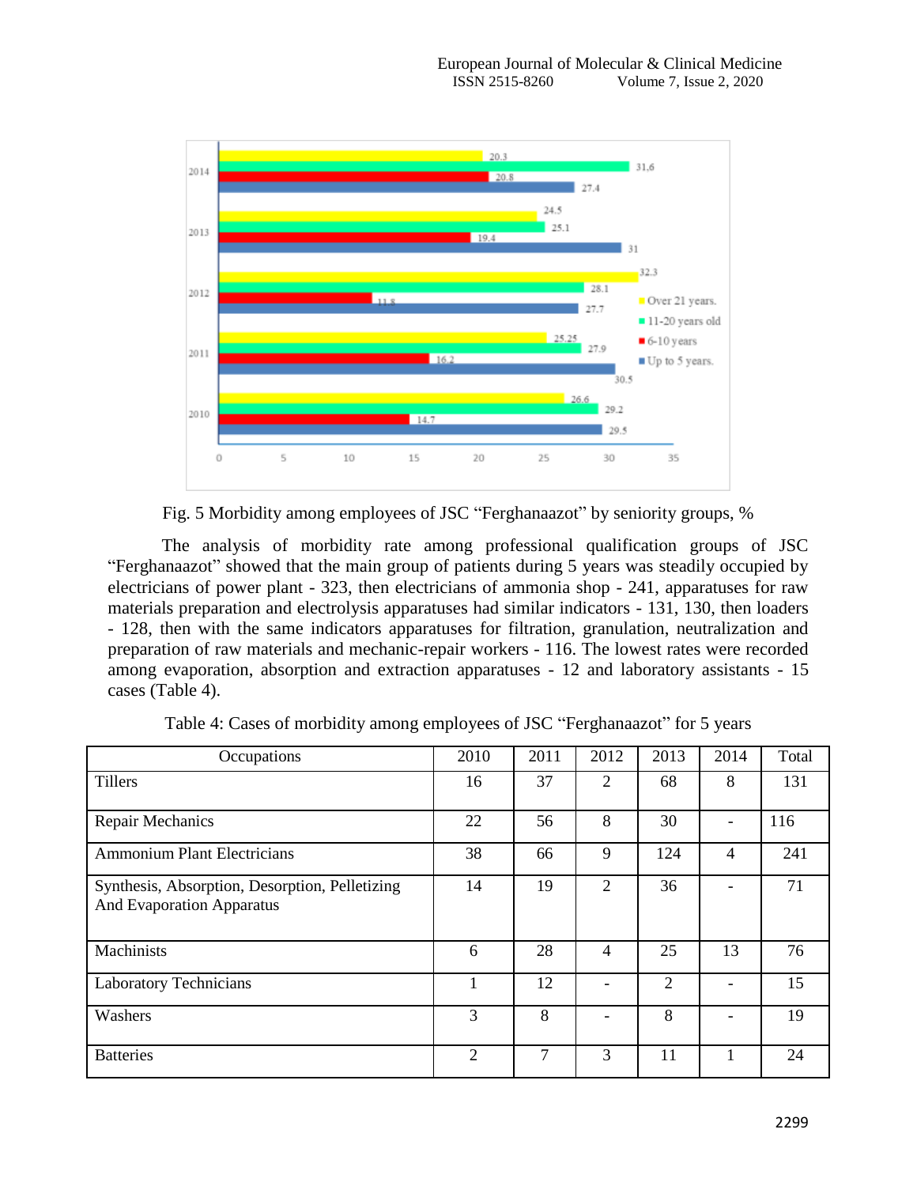Fig. 5 Morbidity among employees of JSC "Ferghanaazot" by seniority groups, %

The analysis of morbidity rate among professional qualification groups of JSC "Ferghanaazot" showed that the main group of patients during 5 years was steadily occupied by electricians of power plant - 323, then electricians of ammonia shop - 241, apparatuses for raw materials preparation and electrolysis apparatuses had similar indicators - 131, 130, then loaders - 128, then with the same indicators apparatuses for filtration, granulation, neutralization and preparation of raw materials and mechanic-repair workers - 116. The lowest rates were recorded among evaporation, absorption and extraction apparatuses - 12 and laboratory assistants - 15 cases (Table 4).

Table 4: Cases of morbidity among employees of JSC "Ferghanaazot" for 5 years

| Occupations | 2010 | 2011 | 2012 | 2013 | 2014 | Total |
|---|---|---|---|---|---|---|
| Tillers | 16 | 37 | 2 | 68 | 8 | 131 |
| Repair Mechanics | 22 | 56 | 8 | 30 | - | 116 |
| Ammonium Plant Electricians | 38 | 66 | 9 | 124 | 4 | 241 |
| Synthesis, Absorption, Desorption, Pelletizing And Evaporation Apparatus | 14 | 19 | 2 | 36 | - | 71 |
| Machinists | 6 | 28 | 4 | 25 | 13 | 76 |
| Laboratory Technicians | 1 | 12 | - | 2 | - | 15 |
| Washers | 3 | 8 | - | 8 | - | 19 |
| Batteries | 2 | 7 | 3 | 11 | 1 | 24 |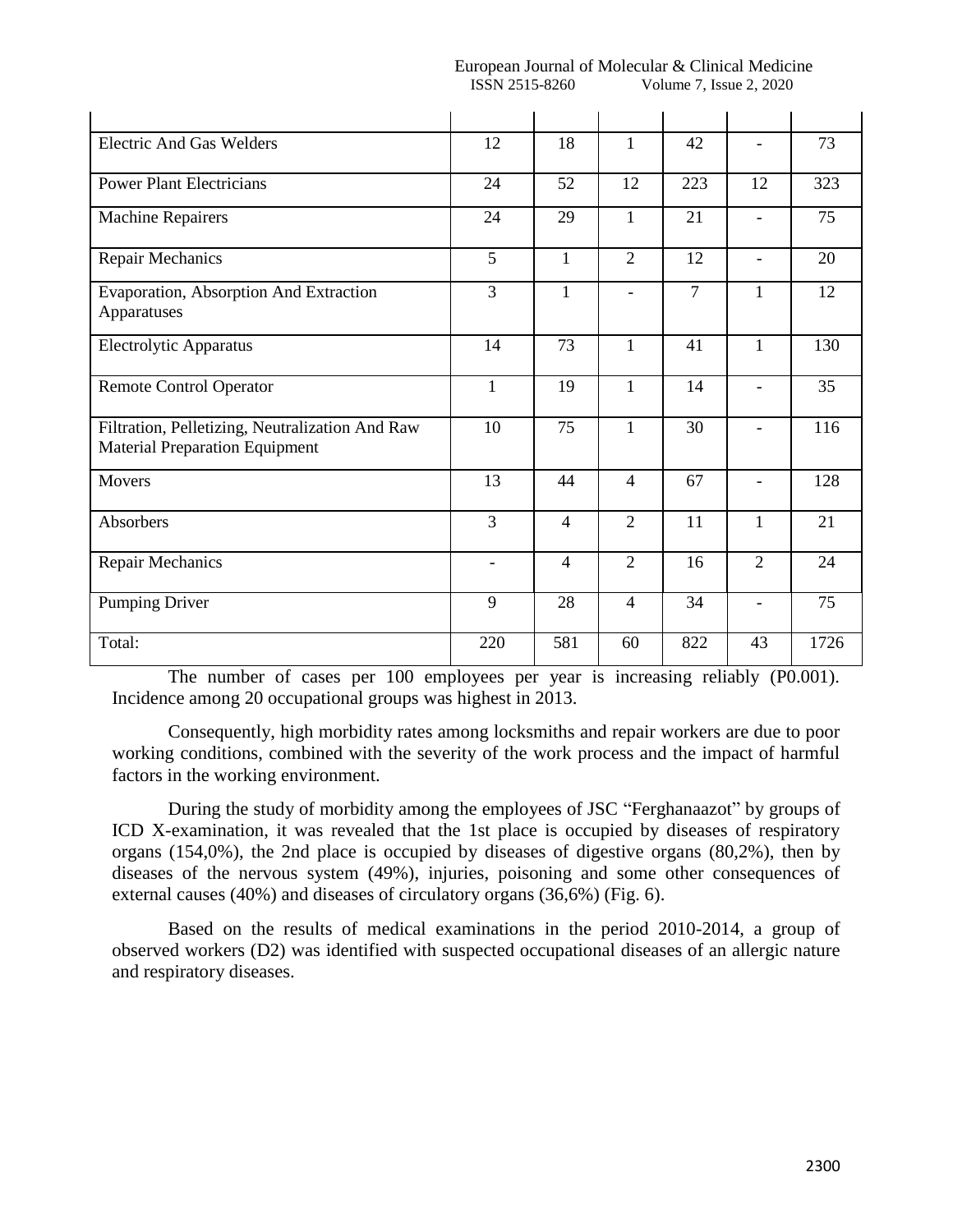| | | | | | | |
|---|---|---|---|---|---|---|
| Electric And Gas Welders | 12 | 18 | 1 | 42 | - | 73 |
| Power Plant Electricians | 24 | 52 | 12 | 223 | 12 | 323 |
| Machine Repairers | 24 | 29 | 1 | 21 | - | 75 |
| Repair Mechanics | 5 | 1 | 2 | 12 | - | 20 |
| Evaporation, Absorption And Extraction Apparatuses | 3 | 1 | - | 7 | 1 | 12 |
| Electrolytic Apparatus | 14 | 73 | 1 | 41 | 1 | 130 |
| Remote Control Operator | 1 | 19 | 1 | 14 | - | 35 |
| Filtration, Pelletizing, Neutralization And Raw Material Preparation Equipment | 10 | 75 | 1 | 30 | - | 116 |
| Movers | 13 | 44 | 4 | 67 | - | 128 |
| Absorbers | 3 | 4 | 2 | 11 | 1 | 21 |
| Repair Mechanics | - | 4 | 2 | 16 | 2 | 24 |
| Pumping Driver | 9 | 28 | 4 | 34 | - | 75 |
| Total: | 220 | 581 | 60 | 822 | 43 | 1726 |

The number of cases per 100 employees per year is increasing reliably (P0.001). Incidence among 20 occupational groups was highest in 2013.

Consequently, high morbidity rates among locksmiths and repair workers are due to poor working conditions, combined with the severity of the work process and the impact of harmful factors in the working environment.

During the study of morbidity among the employees of JSC "Ferghanaazot" by groups of ICD X-examination, it was revealed that the 1st place is occupied by diseases of respiratory organs (154,0%), the 2nd place is occupied by diseases of digestive organs (80,2%), then by diseases of the nervous system (49%), injuries, poisoning and some other consequences of external causes (40%) and diseases of circulatory organs (36,6%) (Fig. 6).

Based on the results of medical examinations in the period 2010-2014, a group of observed workers (D2) was identified with suspected occupational diseases of an allergic nature and respiratory diseases.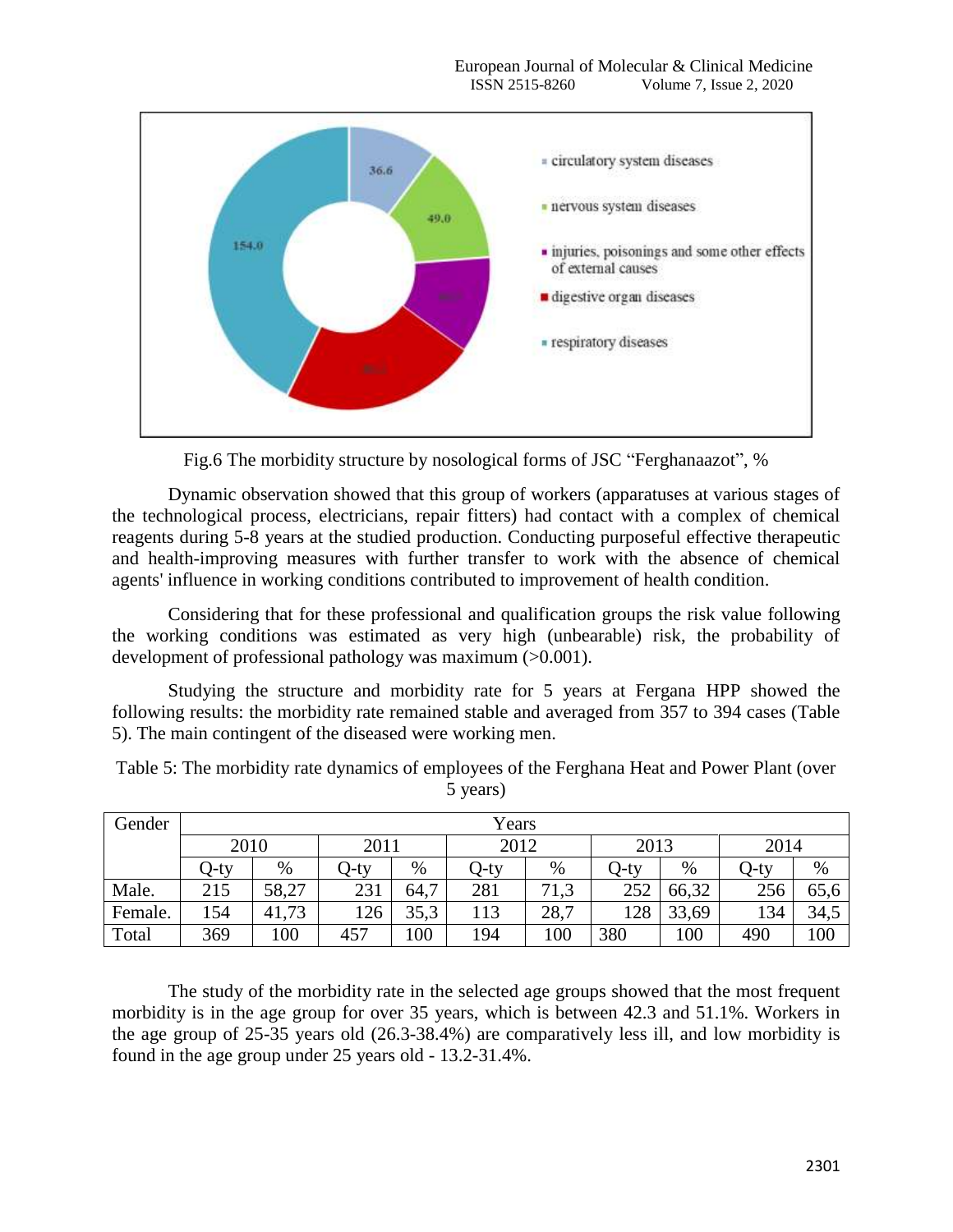Fig.6 The morbidity structure by nosological forms of JSC "Ferghanaazot", %

Dynamic observation showed that this group of workers (apparatuses at various stages of the technological process, electricians, repair fitters) had contact with a complex of chemical reagents during 5-8 years at the studied production. Conducting purposeful effective therapeutic and health-improving measures with further transfer to work with the absence of chemical agents' influence in working conditions contributed to improvement of health condition.

Considering that for these professional and qualification groups the risk value following the working conditions was estimated as very high (unbearable) risk, the probability of development of professional pathology was maximum (>0.001).

Studying the structure and morbidity rate for 5 years at Fergana HPP showed the following results: the morbidity rate remained stable and averaged from 357 to 394 cases (Table 5). The main contingent of the diseased were working men.

Table 5: The morbidity rate dynamics of employees of the Ferghana Heat and Power Plant (over 5 years)

| Gender | Years | | | | | | | | | |
|---|---|---|---|---|---|---|---|---|---|---|
| | 2010 | | 2011 | | 2012 | | 2013 | | 2014 | |
| | Q-ty | % | Q-ty | % | Q-ty | % | Q-ty | % | Q-ty | % |
| Male. | 215 | 58,27 | 231 | 64,7 | 281 | 71,3 | 252 | 66,32 | 256 | 65,6 |
| Female. | 154 | 41,73 | 126 | 35,3 | 113 | 28,7 | 128 | 33,69 | 134 | 34,5 |
| Total | 369 | 100 | 457 | 100 | 194 | 100 | 380 | 100 | 490 | 100 |

The study of the morbidity rate in the selected age groups showed that the most frequent morbidity is in the age group for over 35 years, which is between 42.3 and 51.1%. Workers in the age group of 25-35 years old (26.3-38.4%) are comparatively less ill, and low morbidity is found in the age group under 25 years old - 13.2-31.4%.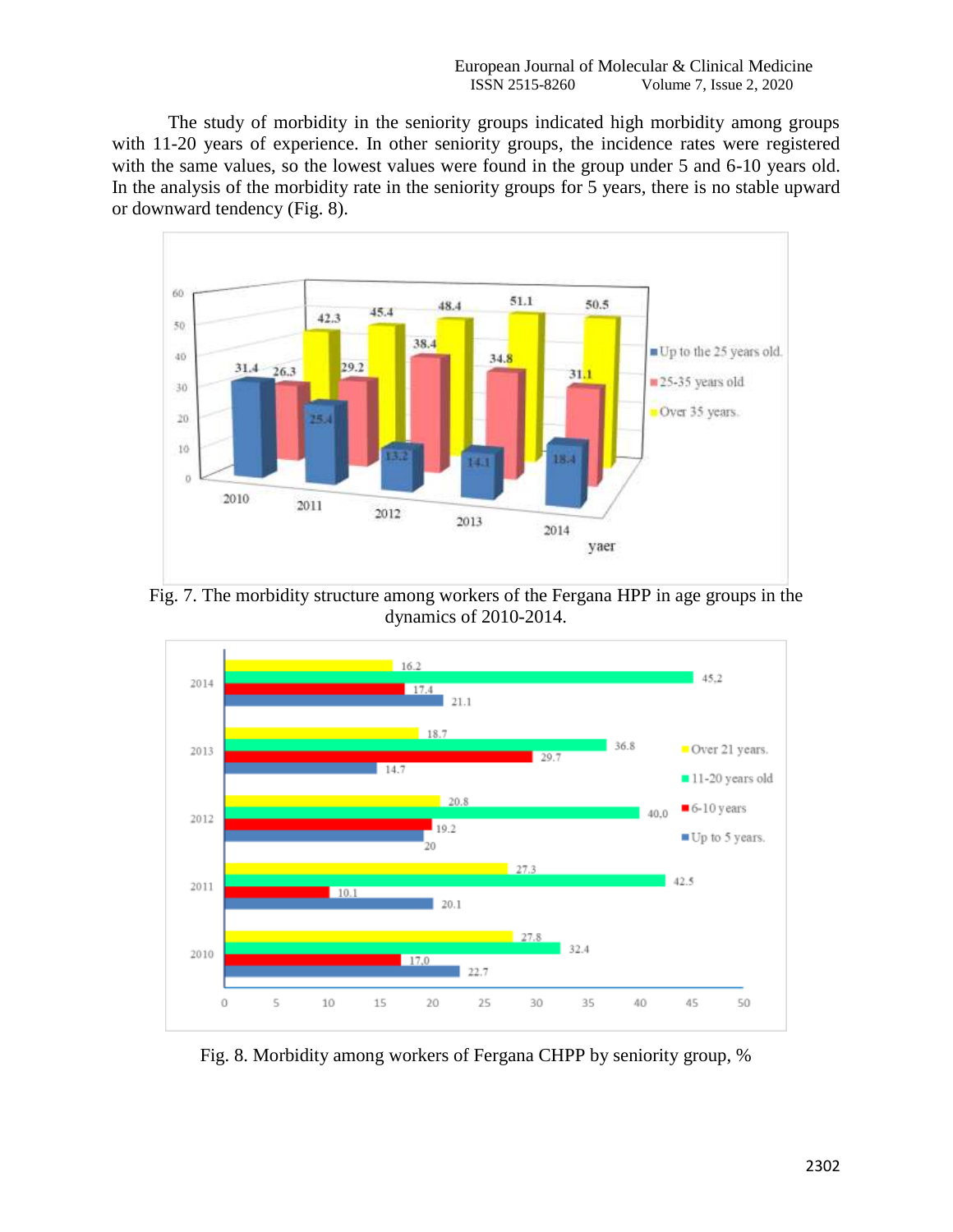The study of morbidity in the seniority groups indicated high morbidity among groups with 11-20 years of experience. In other seniority groups, the incidence rates were registered with the same values, so the lowest values were found in the group under 5 and 6-10 years old. In the analysis of the morbidity rate in the seniority groups for 5 years, there is no stable upward or downward tendency (Fig. 8).

Fig. 7. The morbidity structure among workers of the Fergana HPP in age groups in the dynamics of 2010-2014.

Fig. 8. Morbidity among workers of Fergana CHPP by seniority group, %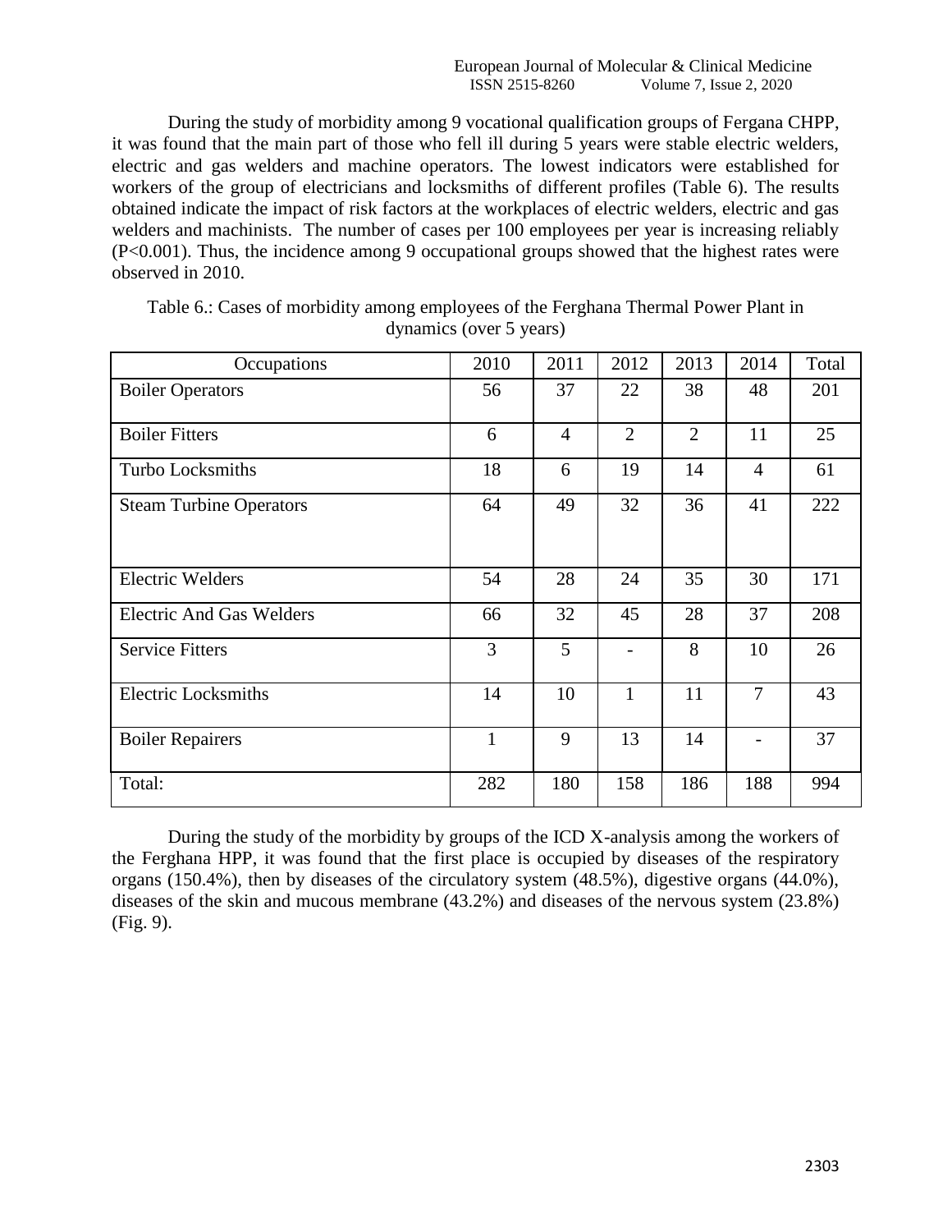During the study of morbidity among 9 vocational qualification groups of Fergana CHPP, it was found that the main part of those who fell ill during 5 years were stable electric welders, electric and gas welders and machine operators. The lowest indicators were established for workers of the group of electricians and locksmiths of different profiles (Table 6). The results obtained indicate the impact of risk factors at the workplaces of electric welders, electric and gas welders and machinists. The number of cases per 100 employees per year is increasing reliably ($P<0.001$). Thus, the incidence among 9 occupational groups showed that the highest rates were observed in 2010.

Table 6.: Cases of morbidity among employees of the Ferghana Thermal Power Plant in dynamics (over 5 years)

| Occupations | 2010 | 2011 | 2012 | 2013 | 2014 | Total |
|---|---|---|---|---|---|---|
| Boiler Operators | 56 | 37 | 22 | 38 | 48 | 201 |
| Boiler Fitters | 6 | 4 | 2 | 2 | 11 | 25 |
| Turbo Locksmiths | 18 | 6 | 19 | 14 | 4 | 61 |
| Steam Turbine Operators | 64 | 49 | 32 | 36 | 41 | 222 |
| Electric Welders | 54 | 28 | 24 | 35 | 30 | 171 |
| Electric And Gas Welders | 66 | 32 | 45 | 28 | 37 | 208 |
| Service Fitters | 3 | 5 | - | 8 | 10 | 26 |
| Electric Locksmiths | 14 | 10 | 1 | 11 | 7 | 43 |
| Boiler Repairers | 1 | 9 | 13 | 14 | - | 37 |
| Total: | 282 | 180 | 158 | 186 | 188 | 994 |

During the study of the morbidity by groups of the ICD X-analysis among the workers of the Ferghana HPP, it was found that the first place is occupied by diseases of the respiratory organs (150.4%), then by diseases of the circulatory system (48.5%), digestive organs (44.0%), diseases of the skin and mucous membrane (43.2%) and diseases of the nervous system (23.8%) (Fig. 9).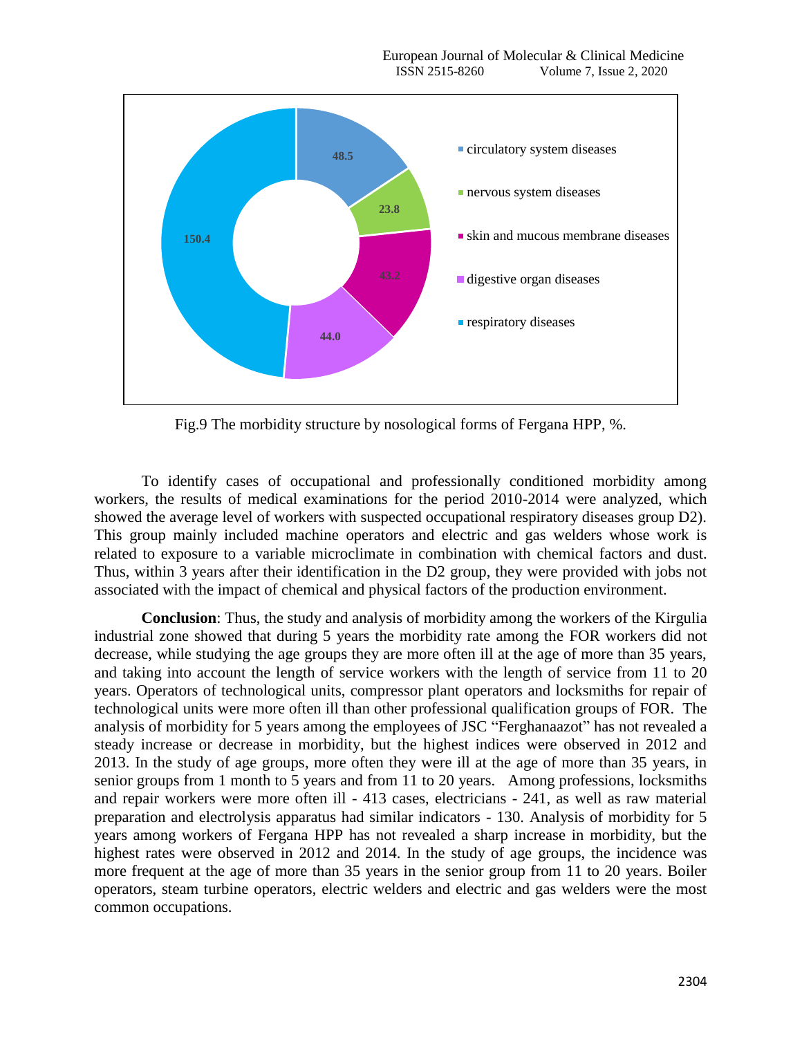Fig.9 The morbidity structure by nosological forms of Fergana HPP, %.

To identify cases of occupational and professionally conditioned morbidity among workers, the results of medical examinations for the period 2010-2014 were analyzed, which showed the average level of workers with suspected occupational respiratory diseases group D2). This group mainly included machine operators and electric and gas welders whose work is related to exposure to a variable microclimate in combination with chemical factors and dust. Thus, within 3 years after their identification in the D2 group, they were provided with jobs not associated with the impact of chemical and physical factors of the production environment.

**Conclusion**: Thus, the study and analysis of morbidity among the workers of the Kirgulia industrial zone showed that during 5 years the morbidity rate among the FOR workers did not decrease, while studying the age groups they are more often ill at the age of more than 35 years, and taking into account the length of service workers with the length of service from 11 to 20 years. Operators of technological units, compressor plant operators and locksmiths for repair of technological units were more often ill than other professional qualification groups of FOR. The analysis of morbidity for 5 years among the employees of JSC "Ferghanaazot" has not revealed a steady increase or decrease in morbidity, but the highest indices were observed in 2012 and 2013. In the study of age groups, more often they were ill at the age of more than 35 years, in senior groups from 1 month to 5 years and from 11 to 20 years. Among professions, locksmiths and repair workers were more often ill - 413 cases, electricians - 241, as well as raw material preparation and electrolysis apparatus had similar indicators - 130. Analysis of morbidity for 5 years among workers of Fergana HPP has not revealed a sharp increase in morbidity, but the highest rates were observed in 2012 and 2014. In the study of age groups, the incidence was more frequent at the age of more than 35 years in the senior group from 11 to 20 years. Boiler operators, steam turbine operators, electric welders and electric and gas welders were the most common occupations.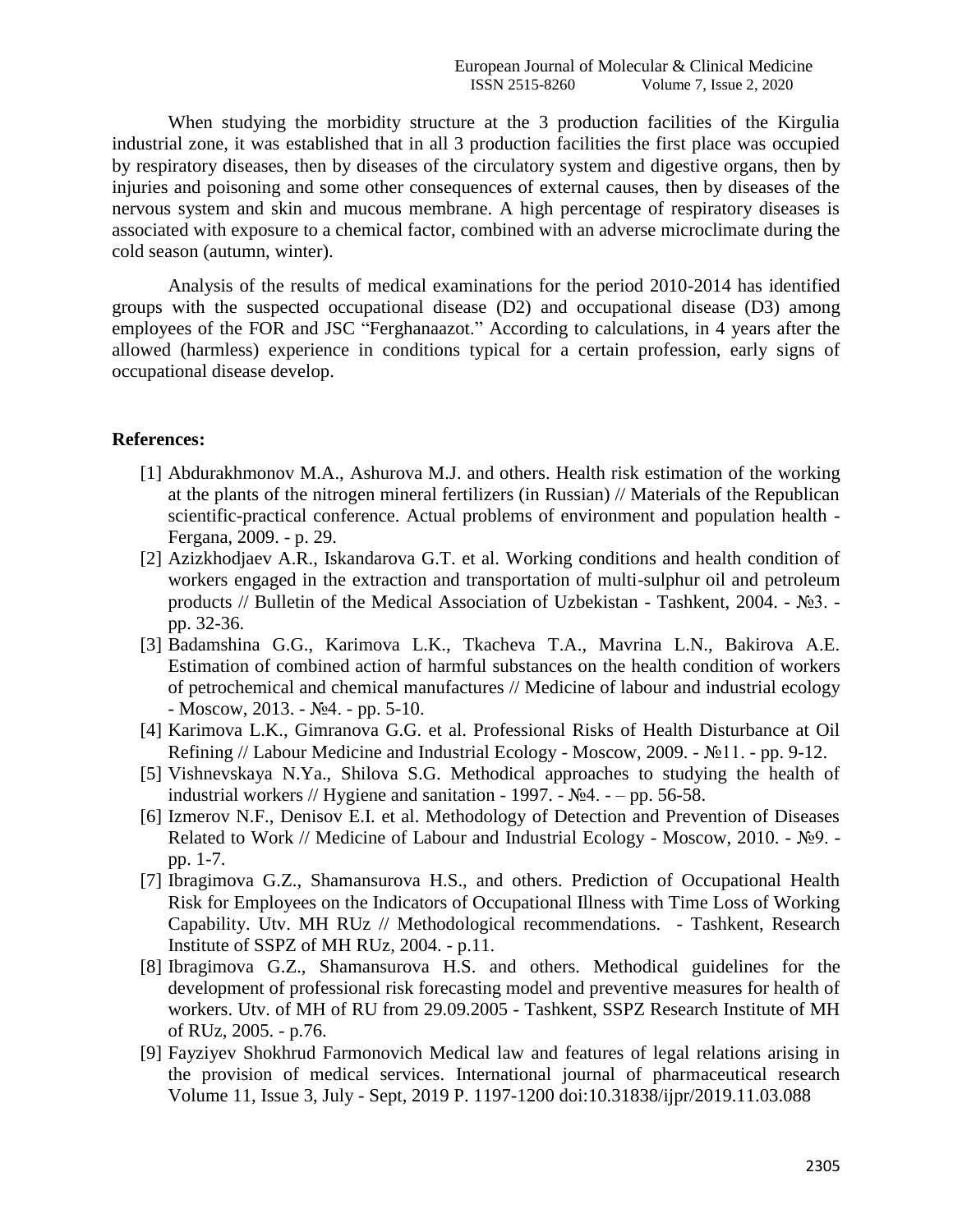When studying the morbidity structure at the 3 production facilities of the Kirgulia industrial zone, it was established that in all 3 production facilities the first place was occupied by respiratory diseases, then by diseases of the circulatory system and digestive organs, then by injuries and poisoning and some other consequences of external causes, then by diseases of the nervous system and skin and mucous membrane. A high percentage of respiratory diseases is associated with exposure to a chemical factor, combined with an adverse microclimate during the cold season (autumn, winter).

Analysis of the results of medical examinations for the period 2010-2014 has identified groups with the suspected occupational disease (D2) and occupational disease (D3) among employees of the FOR and JSC "Ferghanaazot." According to calculations, in 4 years after the allowed (harmless) experience in conditions typical for a certain profession, early signs of occupational disease develop.

**References:**

[1] Abdurakhmonov M.A., Ashurova M.J. and others. Health risk estimation of the working at the plants of the nitrogen mineral fertilizers (in Russian) // Materials of the Republican scientific-practical conference. Actual problems of environment and population health - Fergana, 2009. - p. 29.

[2] Azizkhodjaev A.R., Iskandarova G.T. et al. Working conditions and health condition of workers engaged in the extraction and transportation of multi-sulphur oil and petroleum products // Bulletin of the Medical Association of Uzbekistan - Tashkent, 2004. - №3. - pp. 32-36.

[3] Badamshina G.G., Karimova L.K., Tkacheva T.A., Mavrina L.N., Bakirova A.E. Estimation of combined action of harmful substances on the health condition of workers of petrochemical and chemical manufactures // Medicine of labour and industrial ecology - Moscow, 2013. - №4. - pp. 5-10.

[4] Karimova L.K., Gimranova G.G. et al. Professional Risks of Health Disturbance at Oil Refining // Labour Medicine and Industrial Ecology - Moscow, 2009. - №11. - pp. 9-12.

[5] Vishnevskaya N.Ya., Shilova S.G. Methodical approaches to studying the health of industrial workers // Hygiene and sanitation - 1997. - №4. - – pp. 56-58.

[6] Izmerov N.F., Denisov E.I. et al. Methodology of Detection and Prevention of Diseases Related to Work // Medicine of Labour and Industrial Ecology - Moscow, 2010. - №9. - pp. 1-7.

[7] Ibragimova G.Z., Shamansurova H.S., and others. Prediction of Occupational Health Risk for Employees on the Indicators of Occupational Illness with Time Loss of Working Capability. Utv. MH RUz // Methodological recommendations. - Tashkent, Research Institute of SSPZ of MH RUz, 2004. - p.11.

[8] Ibragimova G.Z., Shamansurova H.S. and others. Methodical guidelines for the development of professional risk forecasting model and preventive measures for health of workers. Utv. of MH of RU from 29.09.2005 - Tashkent, SSPZ Research Institute of MH of RUz, 2005. - p.76.

[9] Fayziyev Shokhrud Farmonovich Medical law and features of legal relations arising in the provision of medical services. International journal of pharmaceutical research Volume 11, Issue 3, July - Sept, 2019 P. 1197-1200 doi:10.31838/ijpr/2019.11.03.088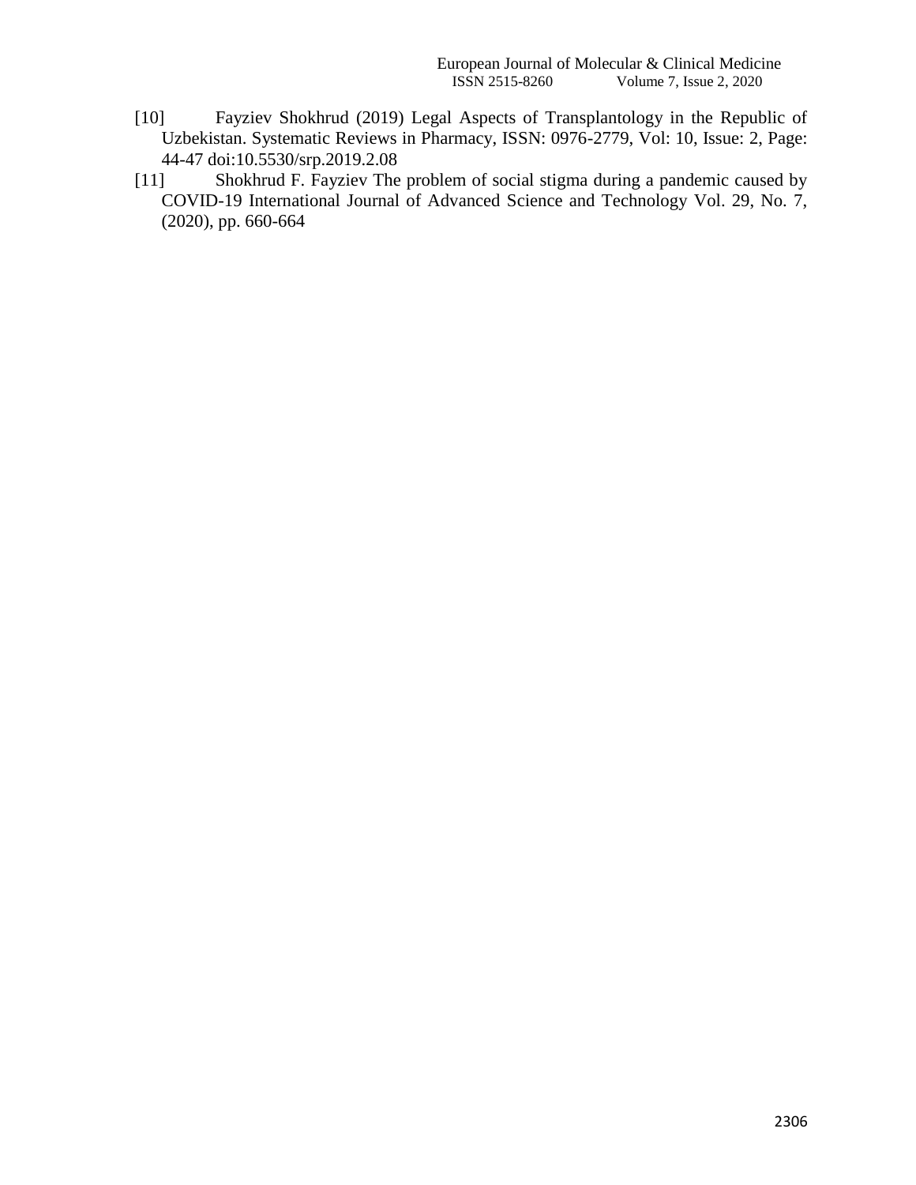[10] Fayziev Shokhrud (2019) Legal Aspects of Transplantology in the Republic of Uzbekistan. Systematic Reviews in Pharmacy, ISSN: 0976-2779, Vol: 10, Issue: 2, Page: 44-47 doi:10.5530/srp.2019.2.08

[11] Shokhrud F. Fayziev The problem of social stigma during a pandemic caused by COVID-19 International Journal of Advanced Science and Technology Vol. 29, No. 7, (2020), pp. 660-664